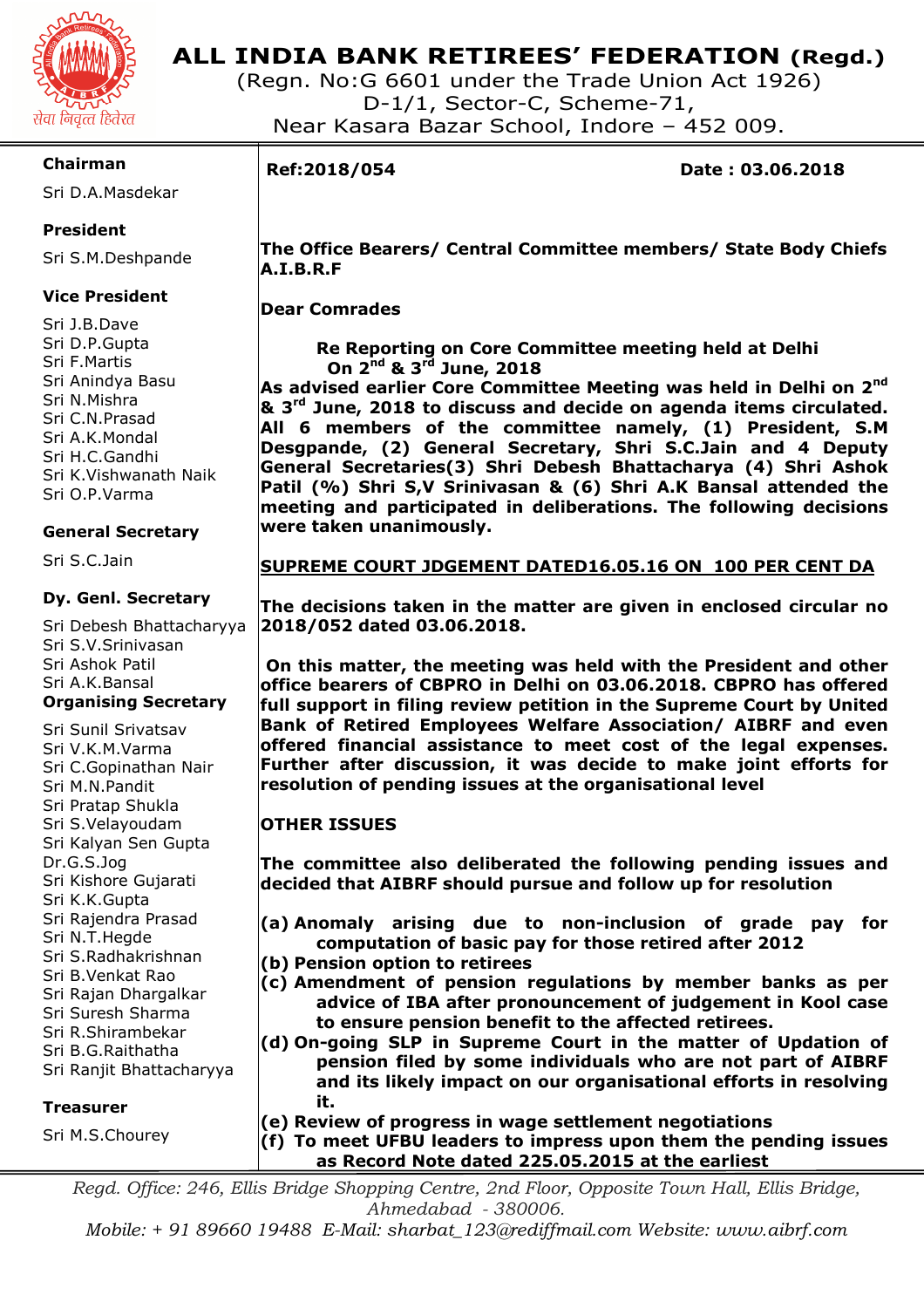# ALL INDIA BANK RETIREES' FEDERATION (Regd.)

(Regn. No:G 6601 under the Trade Union Act 1926)
D-1/1, Sector-C, Scheme-71,
Near Kasara Bazar School, Indore – 452 009.

सेवा निवृत्त हितेरत

**Chairman**
Sri D.A.Masdekar

**President**
Sri S.M.Deshpande

**Vice President**
Sri J.B.Dave
Sri D.P.Gupta
Sri F.Martis
Sri Anindya Basu
Sri N.Mishra
Sri C.N.Prasad
Sri A.K.Mondal
Sri H.C.Gandhi
Sri K.Vishwanath Naik
Sri O.P.Varma

**General Secretary**
Sri S.C.Jain

**Dy. Genl. Secretary**
Sri Debesh Bhattacharyya
Sri S.V.Srinivasan
Sri Ashok Patil
Sri A.K.Bansal

**Organising Secretary**
Sri Sunil Srivatsav
Sri V.K.M.Varma
Sri C.Gopinathan Nair
Sri M.N.Pandit
Sri Pratap Shukla
Sri S.Velayoudam
Sri Kalyan Sen Gupta
Dr.G.S.Jog
Sri Kishore Gujarati
Sri K.K.Gupta
Sri Rajendra Prasad
Sri N.T.Hegde
Sri S.Radhakrishnan
Sri B.Venkat Rao
Sri Rajan Dhargalkar
Sri Suresh Sharma
Sri R.Shirambekar
Sri B.G.Raithatha
Sri Ranjit Bhattacharyya

**Treasurer**
Sri M.S.Chourey

**Ref:2018/054** **Date : 03.06.2018**

**The Office Bearers/ Central Committee members/ State Body Chiefs A.I.B.R.F**

**Dear Comrades**

**Re Reporting on Core Committee meeting held at Delhi On 2nd & 3rd June, 2018**

**As advised earlier Core Committee Meeting was held in Delhi on 2nd & 3rd June, 2018 to discuss and decide on agenda items circulated. All 6 members of the committee namely, (1) President, S.M Desgpande, (2) General Secretary, Shri S.C.Jain and 4 Deputy General Secretaries(3) Shri Debesh Bhattacharya (4) Shri Ashok Patil (%) Shri S,V Srinivasan & (6) Shri A.K Bansal attended the meeting and participated in deliberations. The following decisions were taken unanimously.**

**<u>SUPREME COURT JDGEMENT DATED16.05.16 ON 100 PER CENT DA</u>**

**The decisions taken in the matter are given in enclosed circular no 2018/052 dated 03.06.2018.**

**On this matter, the meeting was held with the President and other office bearers of CBPRO in Delhi on 03.06.2018. CBPRO has offered full support in filing review petition in the Supreme Court by United Bank of Retired Employees Welfare Association/ AIBRF and even offered financial assistance to meet cost of the legal expenses. Further after discussion, it was decide to make joint efforts for resolution of pending issues at the organisational level**

**OTHER ISSUES**

**The committee also deliberated the following pending issues and decided that AIBRF should pursue and follow up for resolution**

**(a) Anomaly arising due to non-inclusion of grade pay for computation of basic pay for those retired after 2012**
**(b) Pension option to retirees**
**(c) Amendment of pension regulations by member banks as per advice of IBA after pronouncement of judgement in Kool case to ensure pension benefit to the affected retirees.**
**(d) On-going SLP in Supreme Court in the matter of Updation of pension filed by some individuals who are not part of AIBRF and its likely impact on our organisational efforts in resolving it.**
**(e) Review of progress in wage settlement negotiations**
**(f) To meet UFBU leaders to impress upon them the pending issues as Record Note dated 225.05.2015 at the earliest**

*Regd. Office: 246, Ellis Bridge Shopping Centre, 2nd Floor, Opposite Town Hall, Ellis Bridge, Ahmedabad - 380006.*
*Mobile: + 91 89660 19488 E-Mail: sharbat_123@rediffmail.com Website: www.aibrf.com*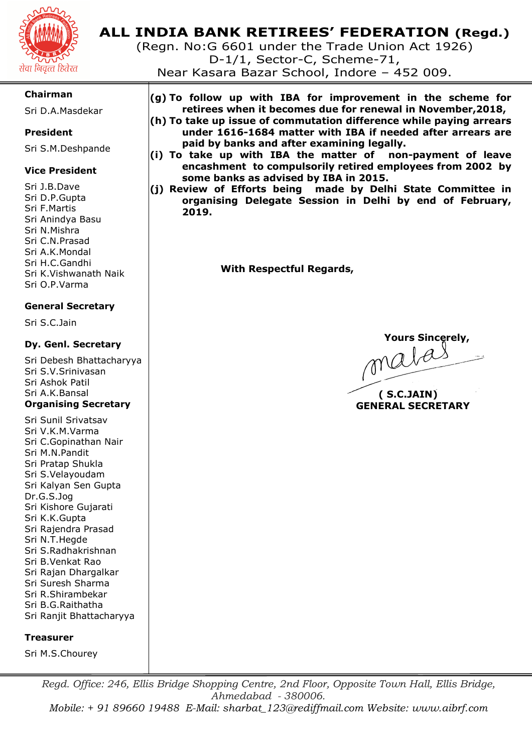# ALL INDIA BANK RETIREES' FEDERATION (Regd.)

(Regn. No:G 6601 under the Trade Union Act 1926)
D-1/1, Sector-C, Scheme-71,
Near Kasara Bazar School, Indore – 452 009.

**Chairman**

Sri D.A.Masdekar

**President**

Sri S.M.Deshpande

**Vice President**

Sri J.B.Dave
Sri D.P.Gupta
Sri F.Martis
Sri Anindya Basu
Sri N.Mishra
Sri C.N.Prasad
Sri A.K.Mondal
Sri H.C.Gandhi
Sri K.Vishwanath Naik
Sri O.P.Varma

**General Secretary**

Sri S.C.Jain

**Dy. Genl. Secretary**

Sri Debesh Bhattacharyya
Sri S.V.Srinivasan
Sri Ashok Patil
Sri A.K.Bansal

**Organising Secretary**

Sri Sunil Srivatsav
Sri V.K.M.Varma
Sri C.Gopinathan Nair
Sri M.N.Pandit
Sri Pratap Shukla
Sri S.Velayoudam
Sri Kalyan Sen Gupta
Dr.G.S.Jog
Sri Kishore Gujarati
Sri K.K.Gupta
Sri Rajendra Prasad
Sri N.T.Hegde
Sri S.Radhakrishnan
Sri B.Venkat Rao
Sri Rajan Dhargalkar
Sri Suresh Sharma
Sri R.Shirambekar
Sri B.G.Raithatha
Sri Ranjit Bhattacharyya

**Treasurer**

Sri M.S.Chourey

**(g) To follow up with IBA for improvement in the scheme for retirees when it becomes due for renewal in November,2018,**

**(h) To take up issue of commutation difference while paying arrears under 1616-1684 matter with IBA if needed after arrears are paid by banks and after examining legally.**

**(i) To take up with IBA the matter of non-payment of leave encashment to compulsorily retired employees from 2002 by some banks as advised by IBA in 2015.**

**(j) Review of Efforts being made by Delhi State Committee in organising Delegate Session in Delhi by end of February, 2019.**

**With Respectful Regards,**

**Yours Sincerely,**

**( S.C.JAIN)**
**GENERAL SECRETARY**

*Regd. Office: 246, Ellis Bridge Shopping Centre, 2nd Floor, Opposite Town Hall, Ellis Bridge, Ahmedabad - 380006.*
*Mobile: + 91 89660 19488 E-Mail: sharbat_123@rediffmail.com Website: www.aibrf.com*